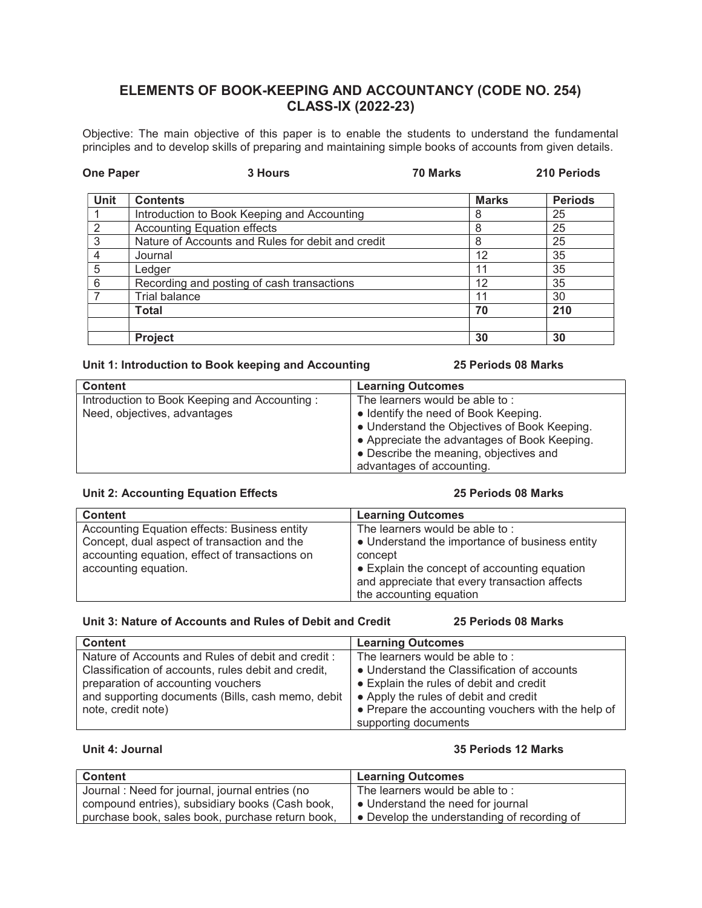# ELEMENTS OF BOOK-KEEPING AND ACCOUNTANCY (CODE NO. 254)
## CLASS-IX (2022-23)

Objective: The main objective of this paper is to enable the students to understand the fundamental principles and to develop skills of preparing and maintaining simple books of accounts from given details.

**One Paper** | **3 Hours** | **70 Marks** | **210 Periods**

| Unit | Contents | Marks | Periods |
|---|---|---|---|
| 1 | Introduction to Book Keeping and Accounting | 8 | 25 |
| 2 | Accounting Equation effects | 8 | 25 |
| 3 | Nature of Accounts and Rules for debit and credit | 8 | 25 |
| 4 | Journal | 12 | 35 |
| 5 | Ledger | 11 | 35 |
| 6 | Recording and posting of cash transactions | 12 | 35 |
| 7 | Trial balance | 11 | 30 |
| | **Total** | **70** | **210** |
| | | | |
| | **Project** | **30** | **30** |

### Unit 1: Introduction to Book keeping and Accounting — 25 Periods 08 Marks

| Content | Learning Outcomes |
|---|---|
| Introduction to Book Keeping and Accounting : Need, objectives, advantages | The learners would be able to :<br>• Identify the need of Book Keeping.<br>• Understand the Objectives of Book Keeping.<br>• Appreciate the advantages of Book Keeping.<br>• Describe the meaning, objectives and advantages of accounting. |

### Unit 2: Accounting Equation Effects — 25 Periods 08 Marks

| Content | Learning Outcomes |
|---|---|
| Accounting Equation effects: Business entity Concept, dual aspect of transaction and the accounting equation, effect of transactions on accounting equation. | The learners would be able to :<br>• Understand the importance of business entity concept<br>• Explain the concept of accounting equation and appreciate that every transaction affects the accounting equation |

### Unit 3: Nature of Accounts and Rules of Debit and Credit — 25 Periods 08 Marks

| Content | Learning Outcomes |
|---|---|
| Nature of Accounts and Rules of debit and credit : Classification of accounts, rules debit and credit, preparation of accounting vouchers and supporting documents (Bills, cash memo, debit note, credit note) | The learners would be able to :<br>• Understand the Classification of accounts<br>• Explain the rules of debit and credit<br>• Apply the rules of debit and credit<br>• Prepare the accounting vouchers with the help of supporting documents |

### Unit 4: Journal — 35 Periods 12 Marks

| Content | Learning Outcomes |
|---|---|
| Journal : Need for journal, journal entries (no compound entries), subsidiary books (Cash book, purchase book, sales book, purchase return book, | The learners would be able to :<br>• Understand the need for journal<br>• Develop the understanding of recording of |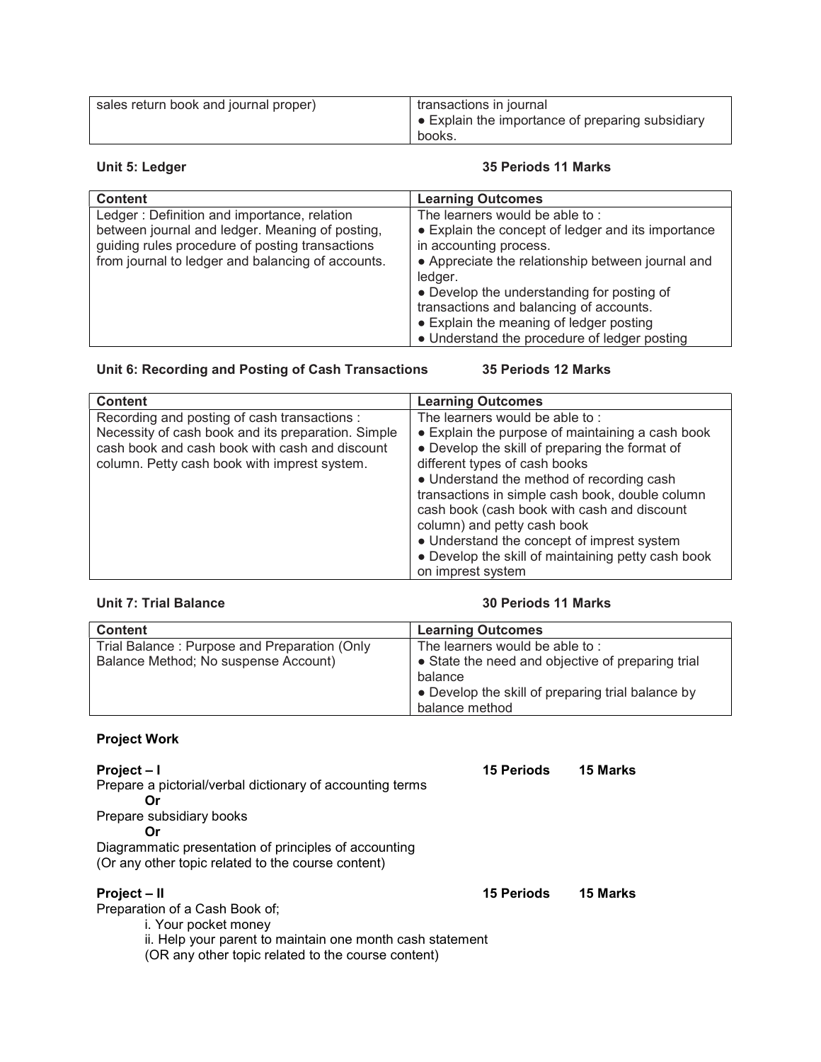| sales return book and journal proper) | transactions in journal<br>● Explain the importance of preparing subsidiary books. |
|---|---|

**Unit 5: Ledger** **35 Periods 11 Marks**

| Content | Learning Outcomes |
|---|---|
| Ledger : Definition and importance, relation between journal and ledger. Meaning of posting, guiding rules procedure of posting transactions from journal to ledger and balancing of accounts. | The learners would be able to :<br>● Explain the concept of ledger and its importance in accounting process.<br>● Appreciate the relationship between journal and ledger.<br>● Develop the understanding for posting of transactions and balancing of accounts.<br>● Explain the meaning of ledger posting<br>● Understand the procedure of ledger posting |

**Unit 6: Recording and Posting of Cash Transactions** **35 Periods 12 Marks**

| Content | Learning Outcomes |
|---|---|
| Recording and posting of cash transactions : Necessity of cash book and its preparation. Simple cash book and cash book with cash and discount column. Petty cash book with imprest system. | The learners would be able to :<br>● Explain the purpose of maintaining a cash book<br>● Develop the skill of preparing the format of different types of cash books<br>● Understand the method of recording cash transactions in simple cash book, double column cash book (cash book with cash and discount column) and petty cash book<br>● Understand the concept of imprest system<br>● Develop the skill of maintaining petty cash book on imprest system |

**Unit 7: Trial Balance** **30 Periods 11 Marks**

| Content | Learning Outcomes |
|---|---|
| Trial Balance : Purpose and Preparation (Only Balance Method; No suspense Account) | The learners would be able to :<br>● State the need and objective of preparing trial balance<br>● Develop the skill of preparing trial balance by balance method |

**Project Work**

**Project – I** **15 Periods** **15 Marks**

Prepare a pictorial/verbal dictionary of accounting terms

**Or**

Prepare subsidiary books

**Or**

Diagrammatic presentation of principles of accounting
(Or any other topic related to the course content)

**Project – II** **15 Periods** **15 Marks**

Preparation of a Cash Book of;

i. Your pocket money
ii. Help your parent to maintain one month cash statement
(OR any other topic related to the course content)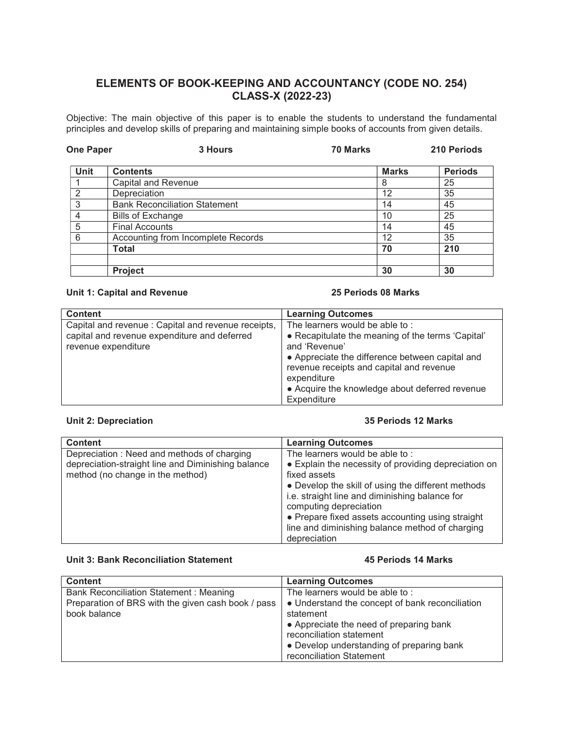# ELEMENTS OF BOOK-KEEPING AND ACCOUNTANCY (CODE NO. 254)
## CLASS-X (2022-23)

Objective: The main objective of this paper is to enable the students to understand the fundamental principles and develop skills of preparing and maintaining simple books of accounts from given details.

**One Paper** **3 Hours** **70 Marks** **210 Periods**

| Unit | Contents | Marks | Periods |
|---|---|---|---|
| 1 | Capital and Revenue | 8 | 25 |
| 2 | Depreciation | 12 | 35 |
| 3 | Bank Reconciliation Statement | 14 | 45 |
| 4 | Bills of Exchange | 10 | 25 |
| 5 | Final Accounts | 14 | 45 |
| 6 | Accounting from Incomplete Records | 12 | 35 |
| | **Total** | **70** | **210** |
| | | | |
| | **Project** | **30** | **30** |

**Unit 1: Capital and Revenue** **25 Periods 08 Marks**

| Content | Learning Outcomes |
|---|---|
| Capital and revenue : Capital and revenue receipts, capital and revenue expenditure and deferred revenue expenditure | The learners would be able to :<br>• Recapitulate the meaning of the terms 'Capital' and 'Revenue'<br>• Appreciate the difference between capital and revenue receipts and capital and revenue expenditure<br>• Acquire the knowledge about deferred revenue Expenditure |

**Unit 2: Depreciation** **35 Periods 12 Marks**

| Content | Learning Outcomes |
|---|---|
| Depreciation : Need and methods of charging depreciation-straight line and Diminishing balance method (no change in the method) | The learners would be able to :<br>• Explain the necessity of providing depreciation on fixed assets<br>• Develop the skill of using the different methods i.e. straight line and diminishing balance for computing depreciation<br>• Prepare fixed assets accounting using straight line and diminishing balance method of charging depreciation |

**Unit 3: Bank Reconciliation Statement** **45 Periods 14 Marks**

| Content | Learning Outcomes |
|---|---|
| Bank Reconciliation Statement : Meaning<br>Preparation of BRS with the given cash book / pass book balance | The learners would be able to :<br>• Understand the concept of bank reconciliation statement<br>• Appreciate the need of preparing bank reconciliation statement<br>• Develop understanding of preparing bank reconciliation Statement |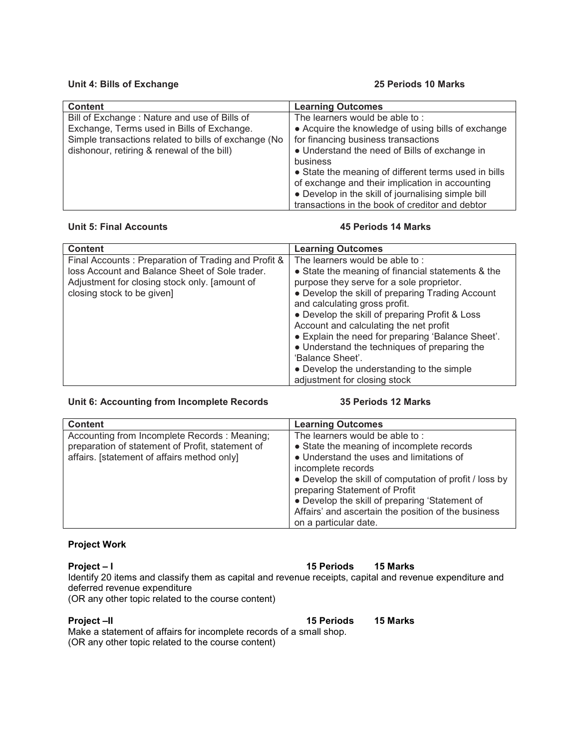**Unit 4: Bills of Exchange** **25 Periods 10 Marks**

| Content | Learning Outcomes |
|---|---|
| Bill of Exchange : Nature and use of Bills of Exchange, Terms used in Bills of Exchange. Simple transactions related to bills of exchange (No dishonour, retiring & renewal of the bill) | The learners would be able to :<br>• Acquire the knowledge of using bills of exchange for financing business transactions<br>• Understand the need of Bills of exchange in business<br>• State the meaning of different terms used in bills of exchange and their implication in accounting<br>• Develop in the skill of journalising simple bill transactions in the book of creditor and debtor |

**Unit 5: Final Accounts** **45 Periods 14 Marks**

| Content | Learning Outcomes |
|---|---|
| Final Accounts : Preparation of Trading and Profit & loss Account and Balance Sheet of Sole trader. Adjustment for closing stock only. [amount of closing stock to be given] | The learners would be able to :<br>• State the meaning of financial statements & the purpose they serve for a sole proprietor.<br>• Develop the skill of preparing Trading Account and calculating gross profit.<br>• Develop the skill of preparing Profit & Loss Account and calculating the net profit<br>• Explain the need for preparing 'Balance Sheet'.<br>• Understand the techniques of preparing the 'Balance Sheet'.<br>• Develop the understanding to the simple adjustment for closing stock |

**Unit 6: Accounting from Incomplete Records** **35 Periods 12 Marks**

| Content | Learning Outcomes |
|---|---|
| Accounting from Incomplete Records : Meaning; preparation of statement of Profit, statement of affairs. [statement of affairs method only] | The learners would be able to :<br>• State the meaning of incomplete records<br>• Understand the uses and limitations of incomplete records<br>• Develop the skill of computation of profit / loss by preparing Statement of Profit<br>• Develop the skill of preparing 'Statement of Affairs' and ascertain the position of the business on a particular date. |

**Project Work**

**Project – I** **15 Periods** **15 Marks**

Identify 20 items and classify them as capital and revenue receipts, capital and revenue expenditure and deferred revenue expenditure
(OR any other topic related to the course content)

**Project –II** **15 Periods** **15 Marks**

Make a statement of affairs for incomplete records of a small shop.
(OR any other topic related to the course content)